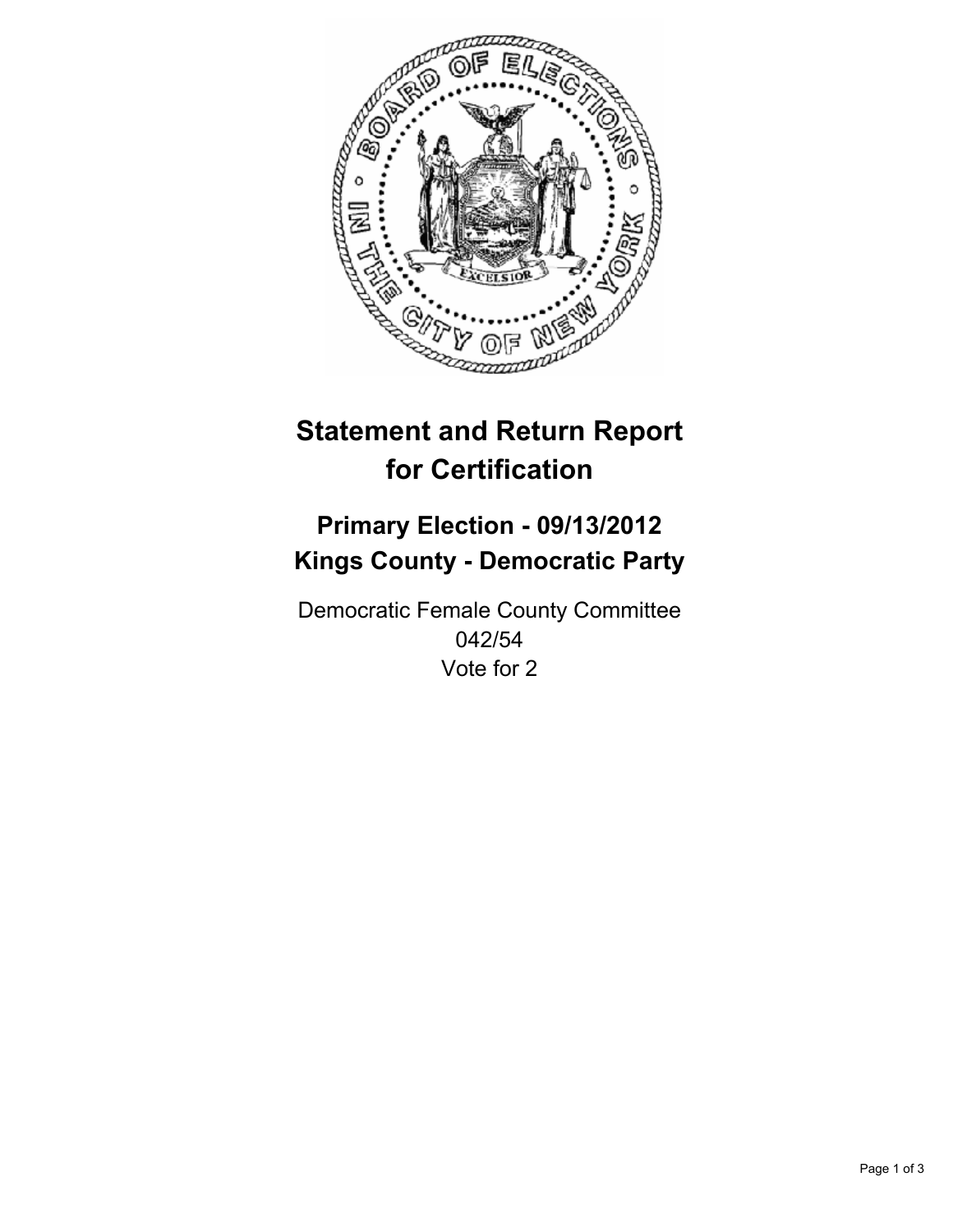# Statement and Return Report for Certification

## Primary Election - 09/13/2012
## Kings County - Democratic Party

Democratic Female County Committee
042/54
Vote for 2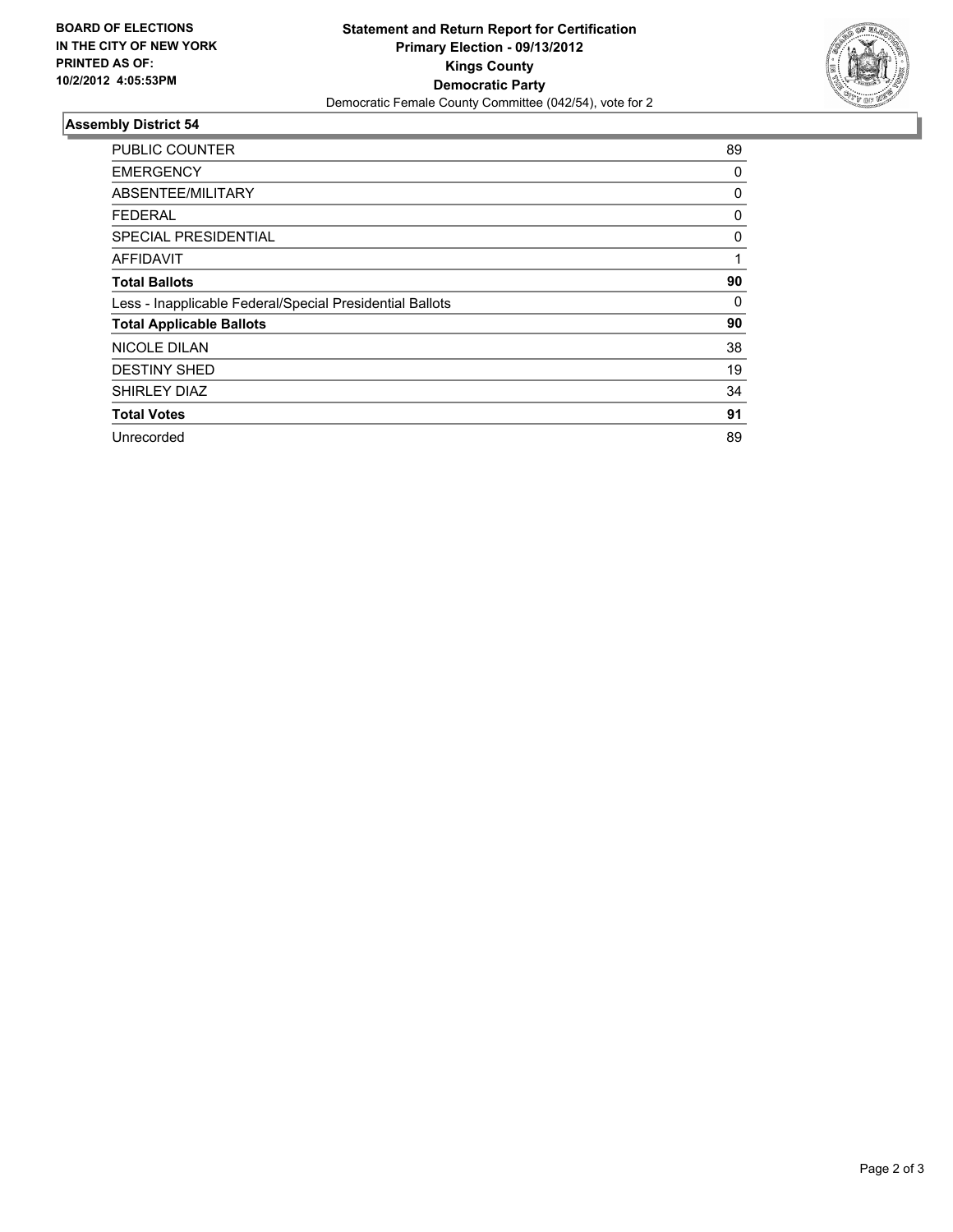**BOARD OF ELECTIONS IN THE CITY OF NEW YORK PRINTED AS OF: 10/2/2012 4:05:53PM**

# Statement and Return Report for Certification
## Primary Election - 09/13/2012
## Kings County
## Democratic Party
Democratic Female County Committee (042/54), vote for 2

### Assembly District 54

| | |
|---|---|
| PUBLIC COUNTER | 89 |
| EMERGENCY | 0 |
| ABSENTEE/MILITARY | 0 |
| FEDERAL | 0 |
| SPECIAL PRESIDENTIAL | 0 |
| AFFIDAVIT | 1 |
| **Total Ballots** | **90** |
| Less - Inapplicable Federal/Special Presidential Ballots | 0 |
| **Total Applicable Ballots** | **90** |
| NICOLE DILAN | 38 |
| DESTINY SHED | 19 |
| SHIRLEY DIAZ | 34 |
| **Total Votes** | **91** |
| Unrecorded | 89 |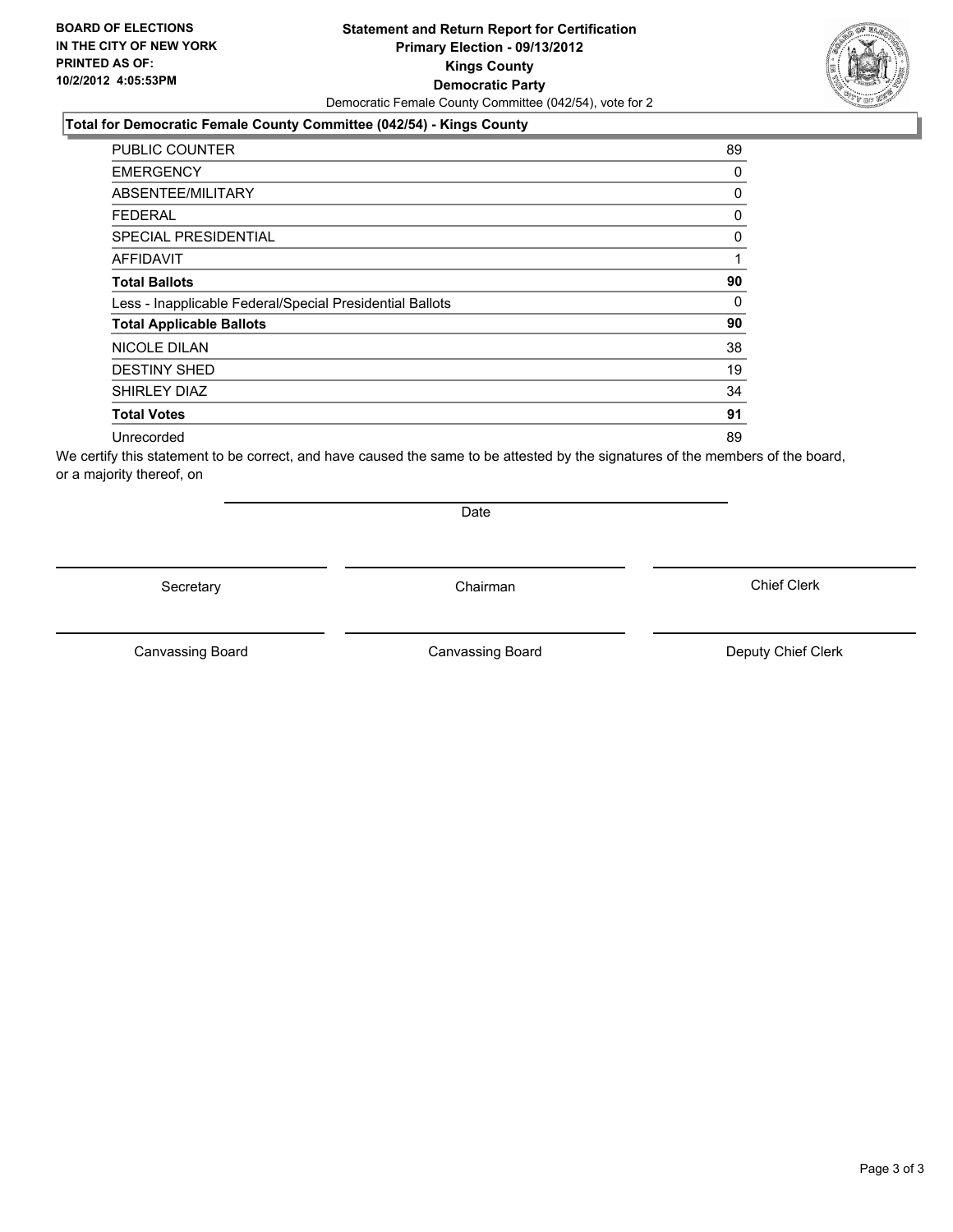**BOARD OF ELECTIONS IN THE CITY OF NEW YORK PRINTED AS OF: 10/2/2012 4:05:53PM**

**Statement and Return Report for Certification**
**Primary Election - 09/13/2012**
**Kings County**
**Democratic Party**
Democratic Female County Committee (042/54), vote for 2

## Total for Democratic Female County Committee (042/54) - Kings County

| | |
|---|---|
| PUBLIC COUNTER | 89 |
| EMERGENCY | 0 |
| ABSENTEE/MILITARY | 0 |
| FEDERAL | 0 |
| SPECIAL PRESIDENTIAL | 0 |
| AFFIDAVIT | 1 |
| **Total Ballots** | **90** |
| Less - Inapplicable Federal/Special Presidential Ballots | 0 |
| **Total Applicable Ballots** | **90** |
| NICOLE DILAN | 38 |
| DESTINY SHED | 19 |
| SHIRLEY DIAZ | 34 |
| **Total Votes** | **91** |
| Unrecorded | 89 |

We certify this statement to be correct, and have caused the same to be attested by the signatures of the members of the board, or a majority thereof, on

Date

Secretary

Chairman

Chief Clerk

Canvassing Board

Canvassing Board

Deputy Chief Clerk